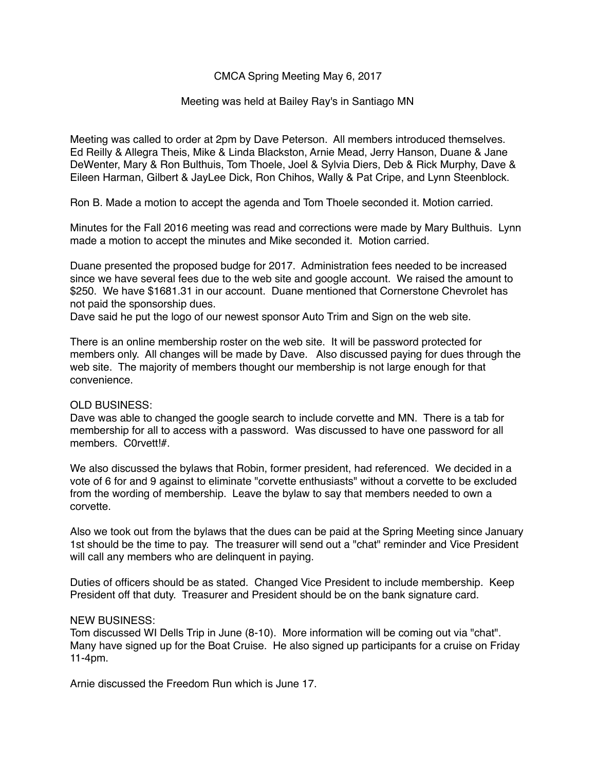CMCA Spring Meeting May 6, 2017

Meeting was held at Bailey Ray's in Santiago MN

Meeting was called to order at 2pm by Dave Peterson. All members introduced themselves. Ed Reilly & Allegra Theis, Mike & Linda Blackston, Arnie Mead, Jerry Hanson, Duane & Jane DeWenter, Mary & Ron Bulthuis, Tom Thoele, Joel & Sylvia Diers, Deb & Rick Murphy, Dave & Eileen Harman, Gilbert & JayLee Dick, Ron Chihos, Wally & Pat Cripe, and Lynn Steenblock.

Ron B. Made a motion to accept the agenda and Tom Thoele seconded it. Motion carried.

Minutes for the Fall 2016 meeting was read and corrections were made by Mary Bulthuis. Lynn made a motion to accept the minutes and Mike seconded it. Motion carried.

Duane presented the proposed budge for 2017. Administration fees needed to be increased since we have several fees due to the web site and google account. We raised the amount to $250. We have $1681.31 in our account. Duane mentioned that Cornerstone Chevrolet has not paid the sponsorship dues.
Dave said he put the logo of our newest sponsor Auto Trim and Sign on the web site.

There is an online membership roster on the web site. It will be password protected for members only. All changes will be made by Dave. Also discussed paying for dues through the web site. The majority of members thought our membership is not large enough for that convenience.

OLD BUSINESS:
Dave was able to changed the google search to include corvette and MN. There is a tab for membership for all to access with a password. Was discussed to have one password for all members. C0rvett!#.

We also discussed the bylaws that Robin, former president, had referenced. We decided in a vote of 6 for and 9 against to eliminate "corvette enthusiasts" without a corvette to be excluded from the wording of membership. Leave the bylaw to say that members needed to own a corvette.

Also we took out from the bylaws that the dues can be paid at the Spring Meeting since January 1st should be the time to pay. The treasurer will send out a "chat" reminder and Vice President will call any members who are delinquent in paying.

Duties of officers should be as stated. Changed Vice President to include membership. Keep President off that duty. Treasurer and President should be on the bank signature card.

NEW BUSINESS:
Tom discussed WI Dells Trip in June (8-10). More information will be coming out via "chat". Many have signed up for the Boat Cruise. He also signed up participants for a cruise on Friday 11-4pm.

Arnie discussed the Freedom Run which is June 17.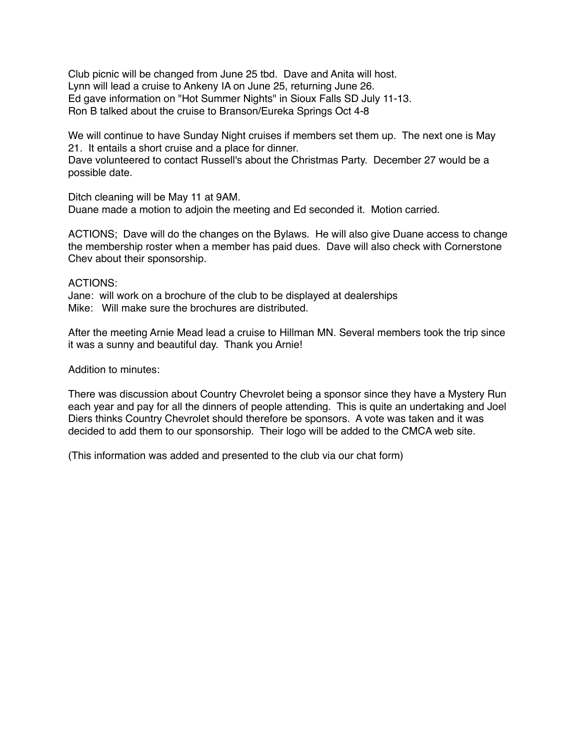Club picnic will be changed from June 25 tbd. Dave and Anita will host.
Lynn will lead a cruise to Ankeny IA on June 25, returning June 26.
Ed gave information on "Hot Summer Nights" in Sioux Falls SD July 11-13.
Ron B talked about the cruise to Branson/Eureka Springs Oct 4-8

We will continue to have Sunday Night cruises if members set them up. The next one is May 21. It entails a short cruise and a place for dinner.
Dave volunteered to contact Russell's about the Christmas Party. December 27 would be a possible date.

Ditch cleaning will be May 11 at 9AM.
Duane made a motion to adjoin the meeting and Ed seconded it. Motion carried.

ACTIONS; Dave will do the changes on the Bylaws. He will also give Duane access to change the membership roster when a member has paid dues. Dave will also check with Cornerstone Chev about their sponsorship.

ACTIONS:
Jane: will work on a brochure of the club to be displayed at dealerships
Mike: Will make sure the brochures are distributed.

After the meeting Arnie Mead lead a cruise to Hillman MN. Several members took the trip since it was a sunny and beautiful day. Thank you Arnie!

Addition to minutes:

There was discussion about Country Chevrolet being a sponsor since they have a Mystery Run each year and pay for all the dinners of people attending. This is quite an undertaking and Joel Diers thinks Country Chevrolet should therefore be sponsors. A vote was taken and it was decided to add them to our sponsorship. Their logo will be added to the CMCA web site.

(This information was added and presented to the club via our chat form)